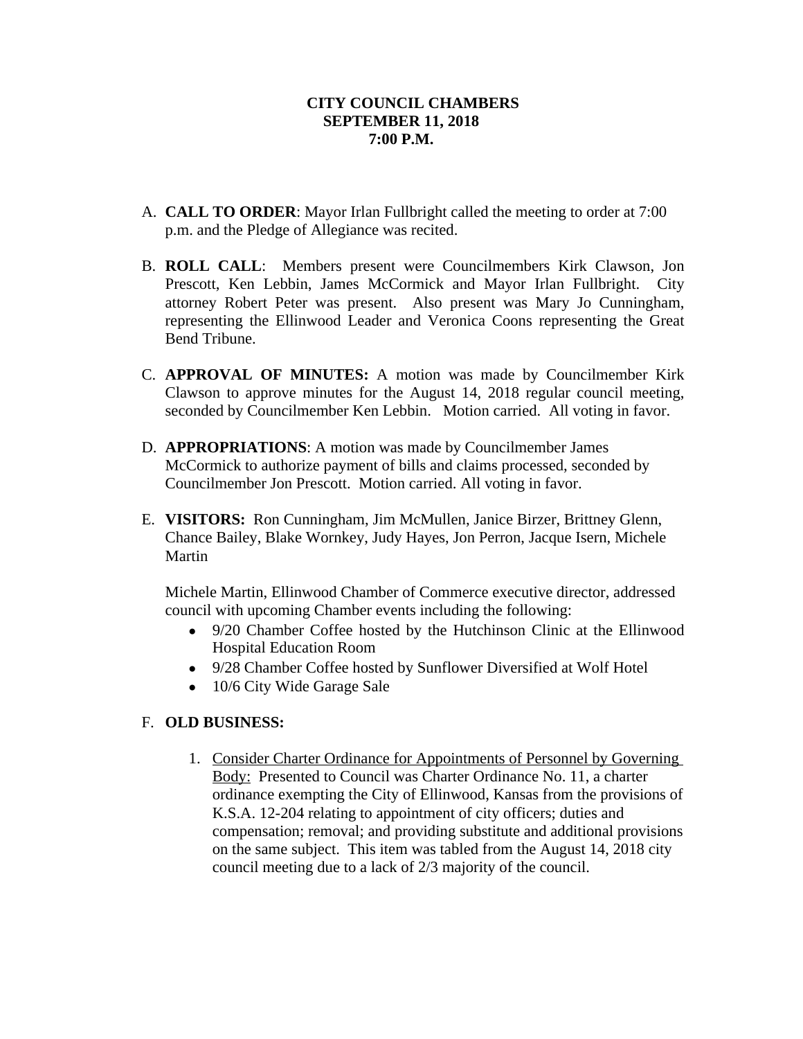# CITY COUNCIL CHAMBERS
## SEPTEMBER 11, 2018
## 7:00 P.M.

A. **CALL TO ORDER**: Mayor Irlan Fullbright called the meeting to order at 7:00 p.m. and the Pledge of Allegiance was recited.

B. **ROLL CALL**: Members present were Councilmembers Kirk Clawson, Jon Prescott, Ken Lebbin, James McCormick and Mayor Irlan Fullbright. City attorney Robert Peter was present. Also present was Mary Jo Cunningham, representing the Ellinwood Leader and Veronica Coons representing the Great Bend Tribune.

C. **APPROVAL OF MINUTES:** A motion was made by Councilmember Kirk Clawson to approve minutes for the August 14, 2018 regular council meeting, seconded by Councilmember Ken Lebbin. Motion carried. All voting in favor.

D. **APPROPRIATIONS**: A motion was made by Councilmember James McCormick to authorize payment of bills and claims processed, seconded by Councilmember Jon Prescott. Motion carried. All voting in favor.

E. **VISITORS:** Ron Cunningham, Jim McMullen, Janice Birzer, Brittney Glenn, Chance Bailey, Blake Wornkey, Judy Hayes, Jon Perron, Jacque Isern, Michele Martin

   Michele Martin, Ellinwood Chamber of Commerce executive director, addressed council with upcoming Chamber events including the following:
   - 9/20 Chamber Coffee hosted by the Hutchinson Clinic at the Ellinwood Hospital Education Room
   - 9/28 Chamber Coffee hosted by Sunflower Diversified at Wolf Hotel
   - 10/6 City Wide Garage Sale

F. **OLD BUSINESS:**

   1. Consider Charter Ordinance for Appointments of Personnel by Governing Body: Presented to Council was Charter Ordinance No. 11, a charter ordinance exempting the City of Ellinwood, Kansas from the provisions of K.S.A. 12-204 relating to appointment of city officers; duties and compensation; removal; and providing substitute and additional provisions on the same subject. This item was tabled from the August 14, 2018 city council meeting due to a lack of 2/3 majority of the council.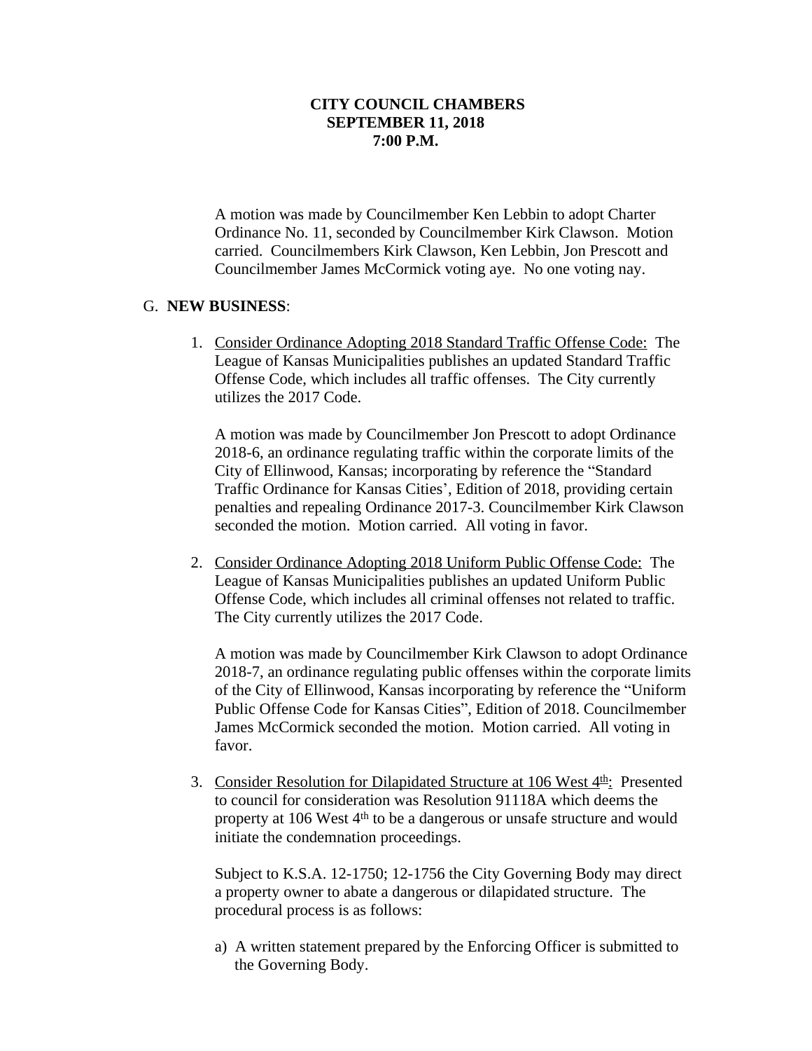**CITY COUNCIL CHAMBERS**
**SEPTEMBER 11, 2018**
**7:00 P.M.**

A motion was made by Councilmember Ken Lebbin to adopt Charter Ordinance No. 11, seconded by Councilmember Kirk Clawson. Motion carried. Councilmembers Kirk Clawson, Ken Lebbin, Jon Prescott and Councilmember James McCormick voting aye. No one voting nay.

G. **NEW BUSINESS**:

1. <u>Consider Ordinance Adopting 2018 Standard Traffic Offense Code:</u> The League of Kansas Municipalities publishes an updated Standard Traffic Offense Code, which includes all traffic offenses. The City currently utilizes the 2017 Code.

   A motion was made by Councilmember Jon Prescott to adopt Ordinance 2018-6, an ordinance regulating traffic within the corporate limits of the City of Ellinwood, Kansas; incorporating by reference the "Standard Traffic Ordinance for Kansas Cities', Edition of 2018, providing certain penalties and repealing Ordinance 2017-3. Councilmember Kirk Clawson seconded the motion. Motion carried. All voting in favor.

2. <u>Consider Ordinance Adopting 2018 Uniform Public Offense Code:</u> The League of Kansas Municipalities publishes an updated Uniform Public Offense Code, which includes all criminal offenses not related to traffic. The City currently utilizes the 2017 Code.

   A motion was made by Councilmember Kirk Clawson to adopt Ordinance 2018-7, an ordinance regulating public offenses within the corporate limits of the City of Ellinwood, Kansas incorporating by reference the "Uniform Public Offense Code for Kansas Cities", Edition of 2018. Councilmember James McCormick seconded the motion. Motion carried. All voting in favor.

3. <u>Consider Resolution for Dilapidated Structure at 106 West 4th:</u> Presented to council for consideration was Resolution 91118A which deems the property at 106 West 4th to be a dangerous or unsafe structure and would initiate the condemnation proceedings.

   Subject to K.S.A. 12-1750; 12-1756 the City Governing Body may direct a property owner to abate a dangerous or dilapidated structure. The procedural process is as follows:

   a) A written statement prepared by the Enforcing Officer is submitted to the Governing Body.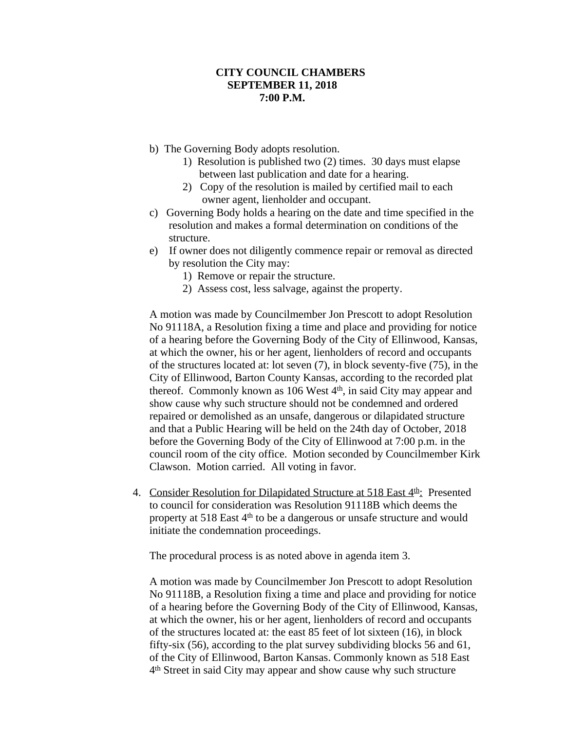**CITY COUNCIL CHAMBERS**
**SEPTEMBER 11, 2018**
**7:00 P.M.**

b) The Governing Body adopts resolution.
   1) Resolution is published two (2) times. 30 days must elapse between last publication and date for a hearing.
   2) Copy of the resolution is mailed by certified mail to each owner agent, lienholder and occupant.

c) Governing Body holds a hearing on the date and time specified in the resolution and makes a formal determination on conditions of the structure.

e) If owner does not diligently commence repair or removal as directed by resolution the City may:
   1) Remove or repair the structure.
   2) Assess cost, less salvage, against the property.

A motion was made by Councilmember Jon Prescott to adopt Resolution No 91118A, a Resolution fixing a time and place and providing for notice of a hearing before the Governing Body of the City of Ellinwood, Kansas, at which the owner, his or her agent, lienholders of record and occupants of the structures located at: lot seven (7), in block seventy-five (75), in the City of Ellinwood, Barton County Kansas, according to the recorded plat thereof. Commonly known as 106 West 4th, in said City may appear and show cause why such structure should not be condemned and ordered repaired or demolished as an unsafe, dangerous or dilapidated structure and that a Public Hearing will be held on the 24th day of October, 2018 before the Governing Body of the City of Ellinwood at 7:00 p.m. in the council room of the city office. Motion seconded by Councilmember Kirk Clawson. Motion carried. All voting in favor.

4. Consider Resolution for Dilapidated Structure at 518 East 4th: Presented to council for consideration was Resolution 91118B which deems the property at 518 East 4th to be a dangerous or unsafe structure and would initiate the condemnation proceedings.

   The procedural process is as noted above in agenda item 3.

   A motion was made by Councilmember Jon Prescott to adopt Resolution No 91118B, a Resolution fixing a time and place and providing for notice of a hearing before the Governing Body of the City of Ellinwood, Kansas, at which the owner, his or her agent, lienholders of record and occupants of the structures located at: the east 85 feet of lot sixteen (16), in block fifty-six (56), according to the plat survey subdividing blocks 56 and 61, of the City of Ellinwood, Barton Kansas. Commonly known as 518 East 4th Street in said City may appear and show cause why such structure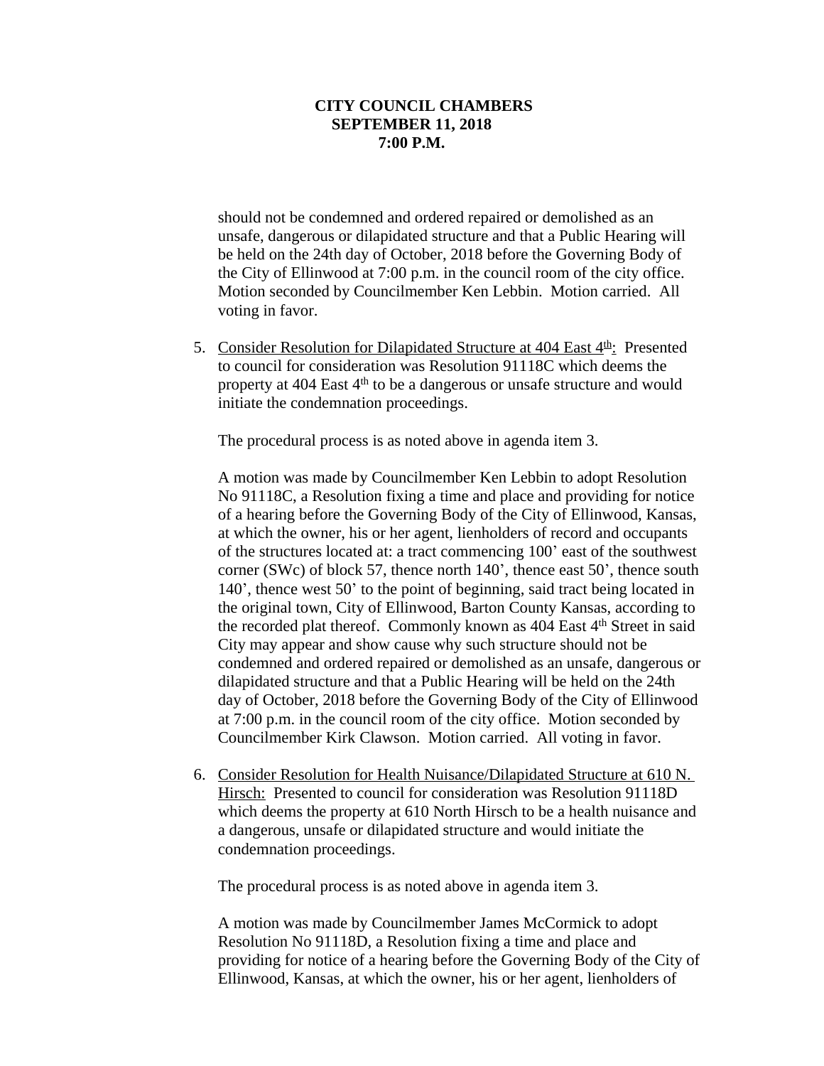should not be condemned and ordered repaired or demolished as an unsafe, dangerous or dilapidated structure and that a Public Hearing will be held on the 24th day of October, 2018 before the Governing Body of the City of Ellinwood at 7:00 p.m. in the council room of the city office. Motion seconded by Councilmember Ken Lebbin. Motion carried. All voting in favor.

5. Consider Resolution for Dilapidated Structure at 404 East 4th: Presented to council for consideration was Resolution 91118C which deems the property at 404 East 4th to be a dangerous or unsafe structure and would initiate the condemnation proceedings.

   The procedural process is as noted above in agenda item 3.

   A motion was made by Councilmember Ken Lebbin to adopt Resolution No 91118C, a Resolution fixing a time and place and providing for notice of a hearing before the Governing Body of the City of Ellinwood, Kansas, at which the owner, his or her agent, lienholders of record and occupants of the structures located at: a tract commencing 100' east of the southwest corner (SWc) of block 57, thence north 140', thence east 50', thence south 140', thence west 50' to the point of beginning, said tract being located in the original town, City of Ellinwood, Barton County Kansas, according to the recorded plat thereof. Commonly known as 404 East 4th Street in said City may appear and show cause why such structure should not be condemned and ordered repaired or demolished as an unsafe, dangerous or dilapidated structure and that a Public Hearing will be held on the 24th day of October, 2018 before the Governing Body of the City of Ellinwood at 7:00 p.m. in the council room of the city office. Motion seconded by Councilmember Kirk Clawson. Motion carried. All voting in favor.

6. Consider Resolution for Health Nuisance/Dilapidated Structure at 610 N. Hirsch: Presented to council for consideration was Resolution 91118D which deems the property at 610 North Hirsch to be a health nuisance and a dangerous, unsafe or dilapidated structure and would initiate the condemnation proceedings.

   The procedural process is as noted above in agenda item 3.

   A motion was made by Councilmember James McCormick to adopt Resolution No 91118D, a Resolution fixing a time and place and providing for notice of a hearing before the Governing Body of the City of Ellinwood, Kansas, at which the owner, his or her agent, lienholders of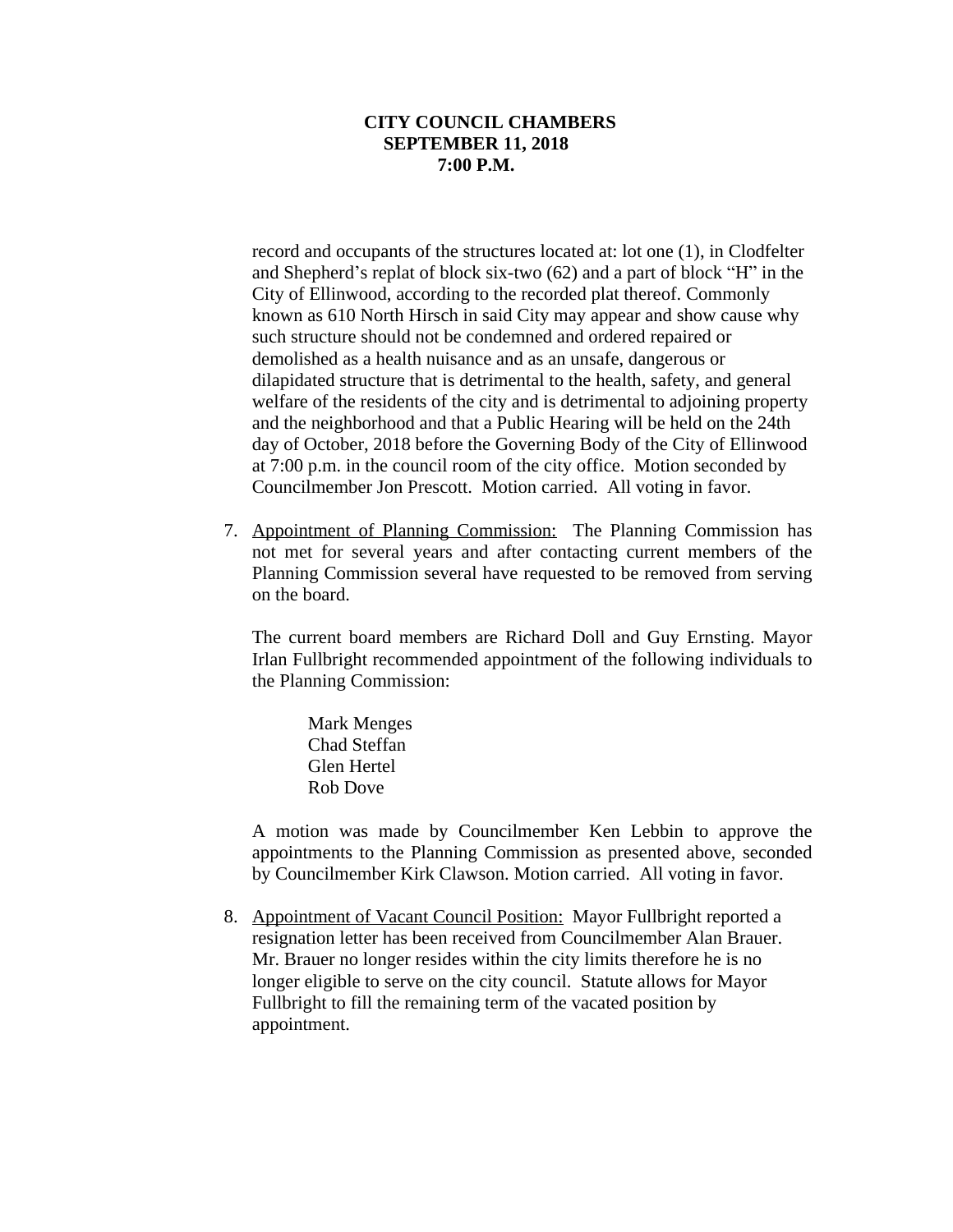record and occupants of the structures located at: lot one (1), in Clodfelter and Shepherd's replat of block six-two (62) and a part of block "H" in the City of Ellinwood, according to the recorded plat thereof. Commonly known as 610 North Hirsch in said City may appear and show cause why such structure should not be condemned and ordered repaired or demolished as a health nuisance and as an unsafe, dangerous or dilapidated structure that is detrimental to the health, safety, and general welfare of the residents of the city and is detrimental to adjoining property and the neighborhood and that a Public Hearing will be held on the 24th day of October, 2018 before the Governing Body of the City of Ellinwood at 7:00 p.m. in the council room of the city office. Motion seconded by Councilmember Jon Prescott. Motion carried. All voting in favor.

7. Appointment of Planning Commission: The Planning Commission has not met for several years and after contacting current members of the Planning Commission several have requested to be removed from serving on the board.

   The current board members are Richard Doll and Guy Ernsting. Mayor Irlan Fullbright recommended appointment of the following individuals to the Planning Commission:

   Mark Menges
   Chad Steffan
   Glen Hertel
   Rob Dove

   A motion was made by Councilmember Ken Lebbin to approve the appointments to the Planning Commission as presented above, seconded by Councilmember Kirk Clawson. Motion carried. All voting in favor.

8. Appointment of Vacant Council Position: Mayor Fullbright reported a resignation letter has been received from Councilmember Alan Brauer. Mr. Brauer no longer resides within the city limits therefore he is no longer eligible to serve on the city council. Statute allows for Mayor Fullbright to fill the remaining term of the vacated position by appointment.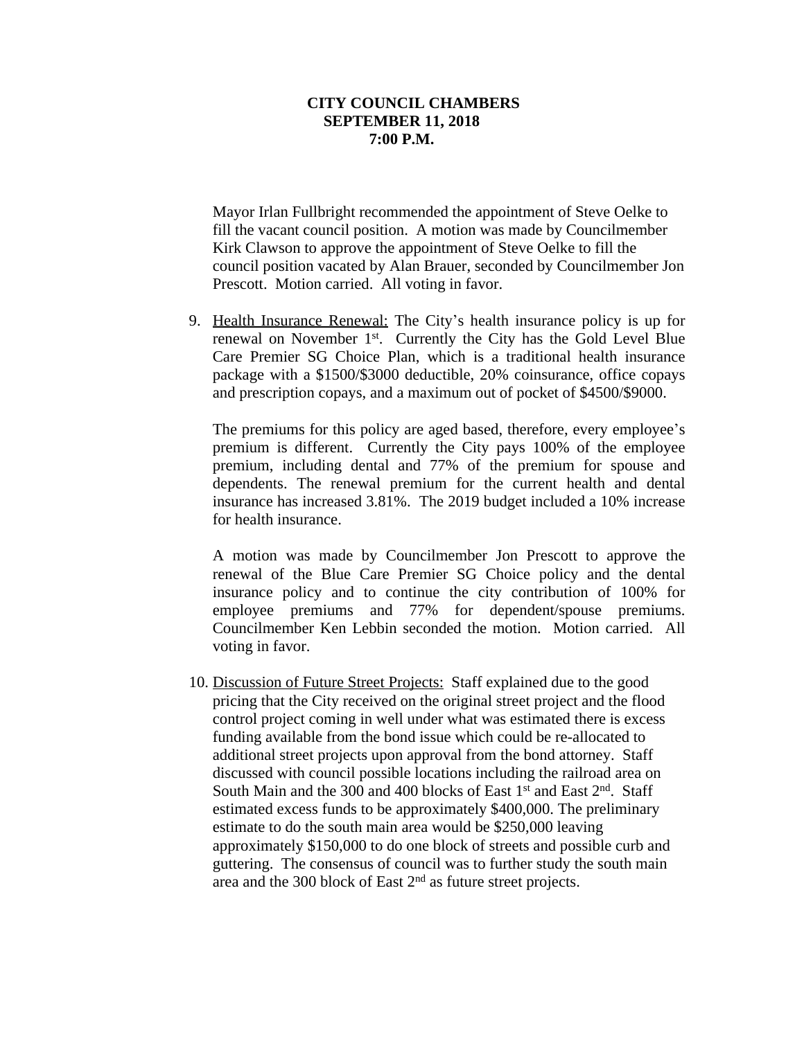**CITY COUNCIL CHAMBERS**
**SEPTEMBER 11, 2018**
**7:00 P.M.**

Mayor Irlan Fullbright recommended the appointment of Steve Oelke to fill the vacant council position. A motion was made by Councilmember Kirk Clawson to approve the appointment of Steve Oelke to fill the council position vacated by Alan Brauer, seconded by Councilmember Jon Prescott. Motion carried. All voting in favor.

9. <u>Health Insurance Renewal:</u> The City's health insurance policy is up for renewal on November 1st. Currently the City has the Gold Level Blue Care Premier SG Choice Plan, which is a traditional health insurance package with a $1500/$3000 deductible, 20% coinsurance, office copays and prescription copays, and a maximum out of pocket of $4500/$9000.

   The premiums for this policy are aged based, therefore, every employee's premium is different. Currently the City pays 100% of the employee premium, including dental and 77% of the premium for spouse and dependents. The renewal premium for the current health and dental insurance has increased 3.81%. The 2019 budget included a 10% increase for health insurance.

   A motion was made by Councilmember Jon Prescott to approve the renewal of the Blue Care Premier SG Choice policy and the dental insurance policy and to continue the city contribution of 100% for employee premiums and 77% for dependent/spouse premiums. Councilmember Ken Lebbin seconded the motion. Motion carried. All voting in favor.

10. <u>Discussion of Future Street Projects:</u> Staff explained due to the good pricing that the City received on the original street project and the flood control project coming in well under what was estimated there is excess funding available from the bond issue which could be re-allocated to additional street projects upon approval from the bond attorney. Staff discussed with council possible locations including the railroad area on South Main and the 300 and 400 blocks of East 1st and East 2nd. Staff estimated excess funds to be approximately $400,000. The preliminary estimate to do the south main area would be $250,000 leaving approximately $150,000 to do one block of streets and possible curb and guttering. The consensus of council was to further study the south main area and the 300 block of East 2nd as future street projects.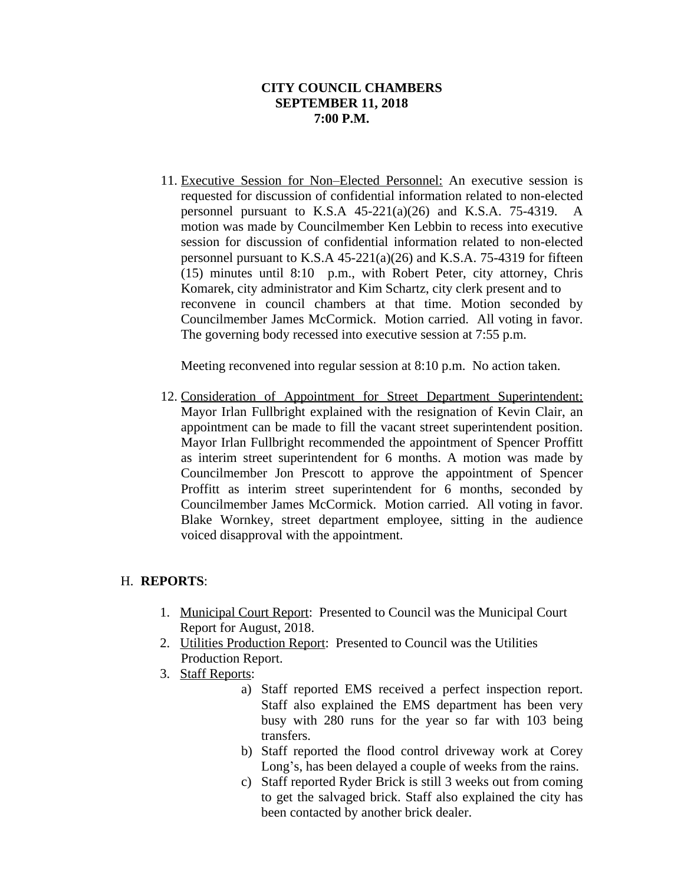**CITY COUNCIL CHAMBERS**
**SEPTEMBER 11, 2018**
**7:00 P.M.**

11. Executive Session for Non–Elected Personnel: An executive session is requested for discussion of confidential information related to non-elected personnel pursuant to K.S.A 45-221(a)(26) and K.S.A. 75-4319. A motion was made by Councilmember Ken Lebbin to recess into executive session for discussion of confidential information related to non-elected personnel pursuant to K.S.A 45-221(a)(26) and K.S.A. 75-4319 for fifteen (15) minutes until 8:10 p.m., with Robert Peter, city attorney, Chris Komarek, city administrator and Kim Schartz, city clerk present and to reconvene in council chambers at that time. Motion seconded by Councilmember James McCormick. Motion carried. All voting in favor. The governing body recessed into executive session at 7:55 p.m.

    Meeting reconvened into regular session at 8:10 p.m. No action taken.

12. Consideration of Appointment for Street Department Superintendent: Mayor Irlan Fullbright explained with the resignation of Kevin Clair, an appointment can be made to fill the vacant street superintendent position. Mayor Irlan Fullbright recommended the appointment of Spencer Proffitt as interim street superintendent for 6 months. A motion was made by Councilmember Jon Prescott to approve the appointment of Spencer Proffitt as interim street superintendent for 6 months, seconded by Councilmember James McCormick. Motion carried. All voting in favor. Blake Wornkey, street department employee, sitting in the audience voiced disapproval with the appointment.

H. **REPORTS**:

1. Municipal Court Report: Presented to Council was the Municipal Court Report for August, 2018.
2. Utilities Production Report: Presented to Council was the Utilities Production Report.
3. Staff Reports:
    a) Staff reported EMS received a perfect inspection report. Staff also explained the EMS department has been very busy with 280 runs for the year so far with 103 being transfers.
    b) Staff reported the flood control driveway work at Corey Long's, has been delayed a couple of weeks from the rains.
    c) Staff reported Ryder Brick is still 3 weeks out from coming to get the salvaged brick. Staff also explained the city has been contacted by another brick dealer.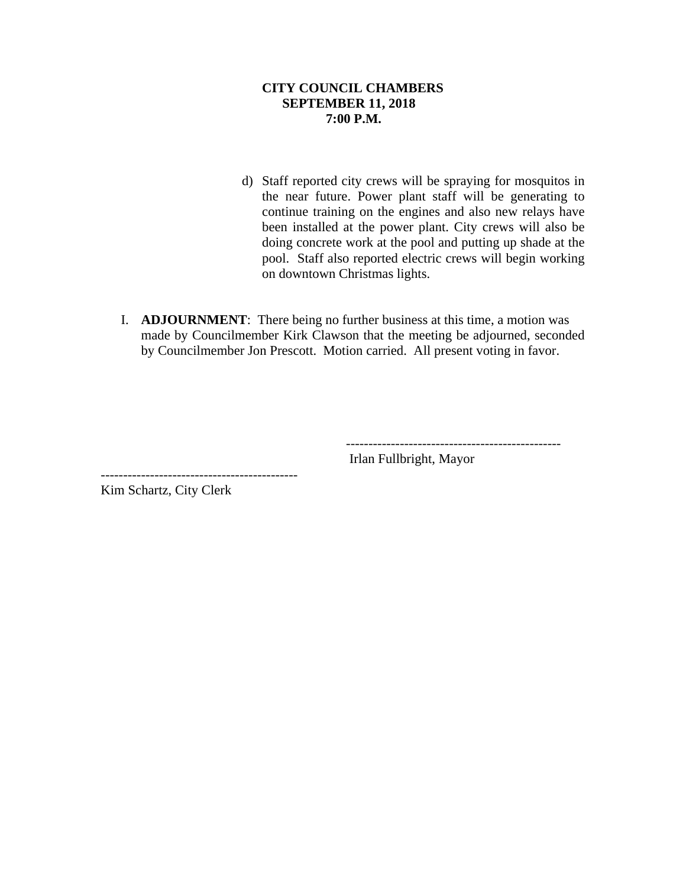**CITY COUNCIL CHAMBERS**
**SEPTEMBER 11, 2018**
**7:00 P.M.**

d) Staff reported city crews will be spraying for mosquitos in the near future. Power plant staff will be generating to continue training on the engines and also new relays have been installed at the power plant. City crews will also be doing concrete work at the pool and putting up shade at the pool. Staff also reported electric crews will begin working on downtown Christmas lights.

I. **ADJOURNMENT**: There being no further business at this time, a motion was made by Councilmember Kirk Clawson that the meeting be adjourned, seconded by Councilmember Jon Prescott. Motion carried. All present voting in favor.

------------------------------------------------
Irlan Fullbright, Mayor

--------------------------------------------
Kim Schartz, City Clerk